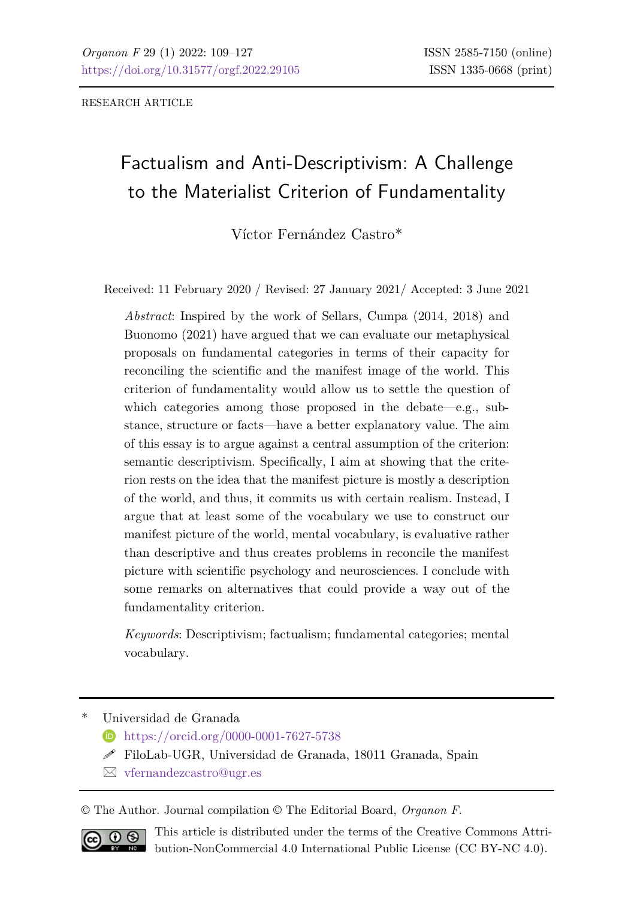RESEARCH ARTICLE

# Factualism and Anti-Descriptivism: A Challenge to the Materialist Criterion of Fundamentality

Víctor Fernández Castro*

Received: 11 February 2020 / Revised: 27 January 2021/ Accepted: 3 June 2021

*Abstract*: Inspired by the work of Sellars, Cumpa (2014, 2018) and Buonomo (2021) have argued that we can evaluate our metaphysical proposals on fundamental categories in terms of their capacity for reconciling the scientific and the manifest image of the world. This criterion of fundamentality would allow us to settle the question of which categories among those proposed in the debate—e.g., substance, structure or facts—have a better explanatory value. The aim of this essay is to argue against a central assumption of the criterion: semantic descriptivism. Specifically, I aim at showing that the criterion rests on the idea that the manifest picture is mostly a description of the world, and thus, it commits us with certain realism. Instead, I argue that at least some of the vocabulary we use to construct our manifest picture of the world, mental vocabulary, is evaluative rather than descriptive and thus creates problems in reconcile the manifest picture with scientific psychology and neurosciences. I conclude with some remarks on alternatives that could provide a way out of the fundamentality criterion.

*Keywords*: Descriptivism; factualism; fundamental categories; mental vocabulary.

---

\* Universidad de Granada
https://orcid.org/0000-0001-7627-5738
FiloLab-UGR, Universidad de Granada, 18011 Granada, Spain
vfernandezcastro@ugr.es

© The Author. Journal compilation © The Editorial Board, *Organon F*.

This article is distributed under the terms of the Creative Commons Attribution-NonCommercial 4.0 International Public License (CC BY-NC 4.0).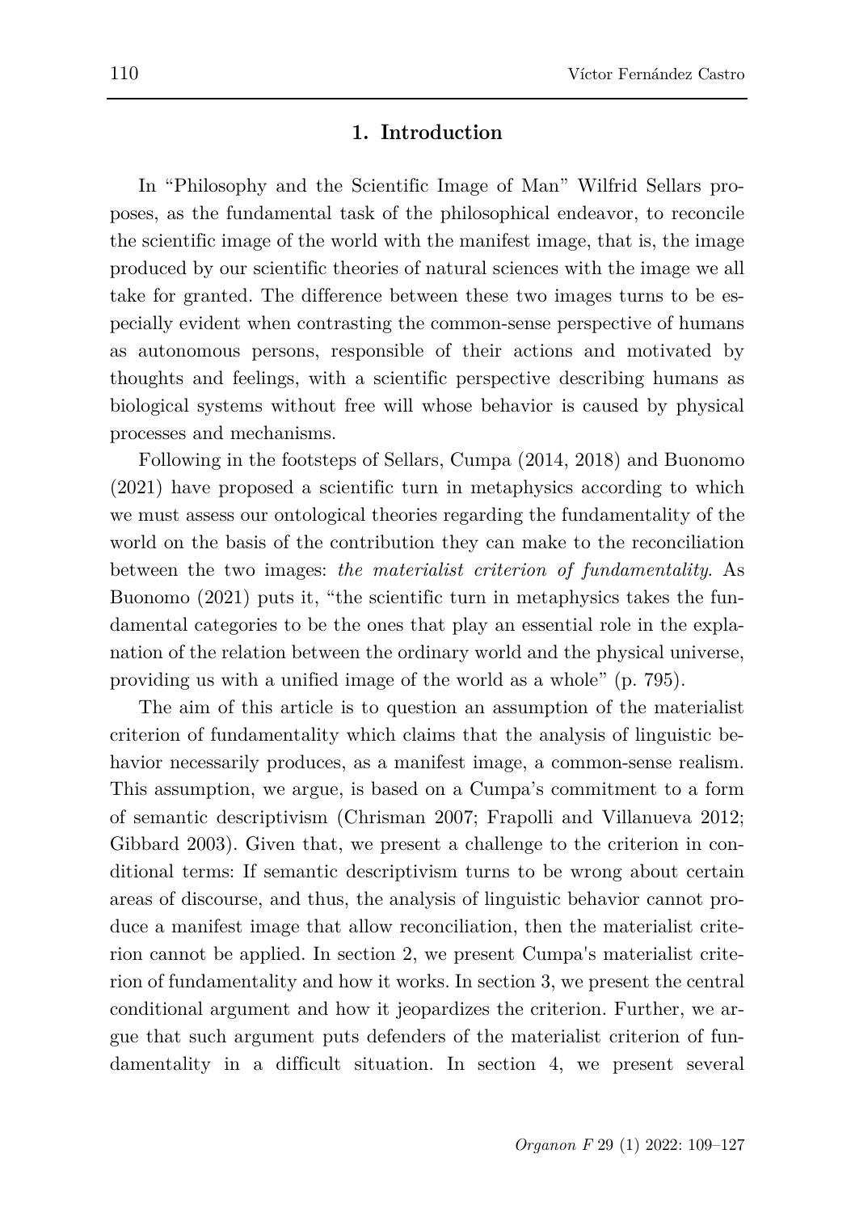## 1. Introduction

In "Philosophy and the Scientific Image of Man" Wilfrid Sellars proposes, as the fundamental task of the philosophical endeavor, to reconcile the scientific image of the world with the manifest image, that is, the image produced by our scientific theories of natural sciences with the image we all take for granted. The difference between these two images turns to be especially evident when contrasting the common-sense perspective of humans as autonomous persons, responsible of their actions and motivated by thoughts and feelings, with a scientific perspective describing humans as biological systems without free will whose behavior is caused by physical processes and mechanisms.

Following in the footsteps of Sellars, Cumpa (2014, 2018) and Buonomo (2021) have proposed a scientific turn in metaphysics according to which we must assess our ontological theories regarding the fundamentality of the world on the basis of the contribution they can make to the reconciliation between the two images: *the materialist criterion of fundamentality*. As Buonomo (2021) puts it, "the scientific turn in metaphysics takes the fundamental categories to be the ones that play an essential role in the explanation of the relation between the ordinary world and the physical universe, providing us with a unified image of the world as a whole" (p. 795).

The aim of this article is to question an assumption of the materialist criterion of fundamentality which claims that the analysis of linguistic behavior necessarily produces, as a manifest image, a common-sense realism. This assumption, we argue, is based on a Cumpa's commitment to a form of semantic descriptivism (Chrisman 2007; Frapolli and Villanueva 2012; Gibbard 2003). Given that, we present a challenge to the criterion in conditional terms: If semantic descriptivism turns to be wrong about certain areas of discourse, and thus, the analysis of linguistic behavior cannot produce a manifest image that allow reconciliation, then the materialist criterion cannot be applied. In section 2, we present Cumpa's materialist criterion of fundamentality and how it works. In section 3, we present the central conditional argument and how it jeopardizes the criterion. Further, we argue that such argument puts defenders of the materialist criterion of fundamentality in a difficult situation. In section 4, we present several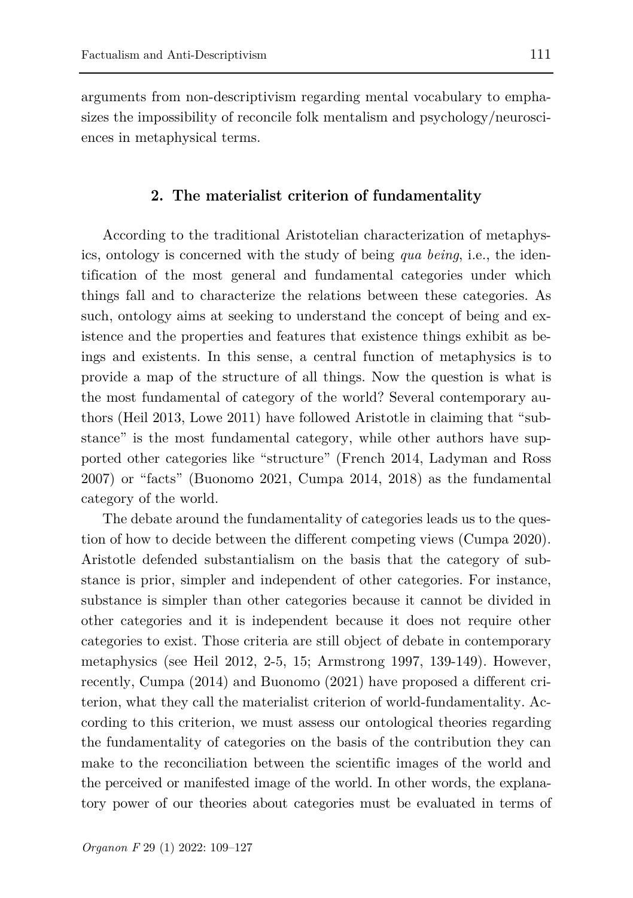arguments from non-descriptivism regarding mental vocabulary to emphasizes the impossibility of reconcile folk mentalism and psychology/neurosciences in metaphysical terms.

## 2. The materialist criterion of fundamentality

According to the traditional Aristotelian characterization of metaphysics, ontology is concerned with the study of being *qua being*, i.e., the identification of the most general and fundamental categories under which things fall and to characterize the relations between these categories. As such, ontology aims at seeking to understand the concept of being and existence and the properties and features that existence things exhibit as beings and existents. In this sense, a central function of metaphysics is to provide a map of the structure of all things. Now the question is what is the most fundamental of category of the world? Several contemporary authors (Heil 2013, Lowe 2011) have followed Aristotle in claiming that "substance" is the most fundamental category, while other authors have supported other categories like "structure" (French 2014, Ladyman and Ross 2007) or "facts" (Buonomo 2021, Cumpa 2014, 2018) as the fundamental category of the world.

The debate around the fundamentality of categories leads us to the question of how to decide between the different competing views (Cumpa 2020). Aristotle defended substantialism on the basis that the category of substance is prior, simpler and independent of other categories. For instance, substance is simpler than other categories because it cannot be divided in other categories and it is independent because it does not require other categories to exist. Those criteria are still object of debate in contemporary metaphysics (see Heil 2012, 2-5, 15; Armstrong 1997, 139-149). However, recently, Cumpa (2014) and Buonomo (2021) have proposed a different criterion, what they call the materialist criterion of world-fundamentality. According to this criterion, we must assess our ontological theories regarding the fundamentality of categories on the basis of the contribution they can make to the reconciliation between the scientific images of the world and the perceived or manifested image of the world. In other words, the explanatory power of our theories about categories must be evaluated in terms of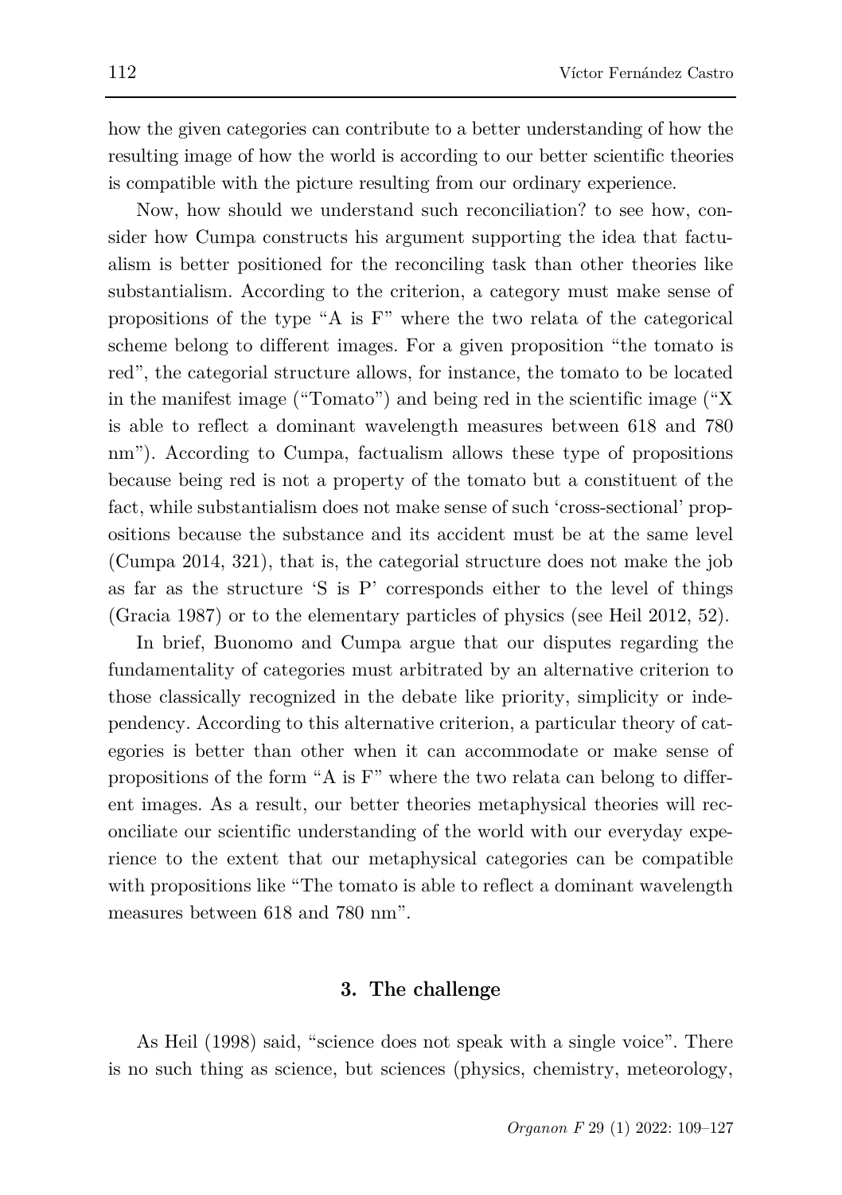how the given categories can contribute to a better understanding of how the resulting image of how the world is according to our better scientific theories is compatible with the picture resulting from our ordinary experience.

Now, how should we understand such reconciliation? to see how, consider how Cumpa constructs his argument supporting the idea that factualism is better positioned for the reconciling task than other theories like substantialism. According to the criterion, a category must make sense of propositions of the type "A is F" where the two relata of the categorical scheme belong to different images. For a given proposition "the tomato is red", the categorial structure allows, for instance, the tomato to be located in the manifest image ("Tomato") and being red in the scientific image ("X is able to reflect a dominant wavelength measures between 618 and 780 nm"). According to Cumpa, factualism allows these type of propositions because being red is not a property of the tomato but a constituent of the fact, while substantialism does not make sense of such 'cross-sectional' propositions because the substance and its accident must be at the same level (Cumpa 2014, 321), that is, the categorial structure does not make the job as far as the structure 'S is P' corresponds either to the level of things (Gracia 1987) or to the elementary particles of physics (see Heil 2012, 52).

In brief, Buonomo and Cumpa argue that our disputes regarding the fundamentality of categories must arbitrated by an alternative criterion to those classically recognized in the debate like priority, simplicity or independency. According to this alternative criterion, a particular theory of categories is better than other when it can accommodate or make sense of propositions of the form "A is F" where the two relata can belong to different images. As a result, our better theories metaphysical theories will reconciliate our scientific understanding of the world with our everyday experience to the extent that our metaphysical categories can be compatible with propositions like "The tomato is able to reflect a dominant wavelength measures between 618 and 780 nm".

## 3. The challenge

As Heil (1998) said, "science does not speak with a single voice". There is no such thing as science, but sciences (physics, chemistry, meteorology,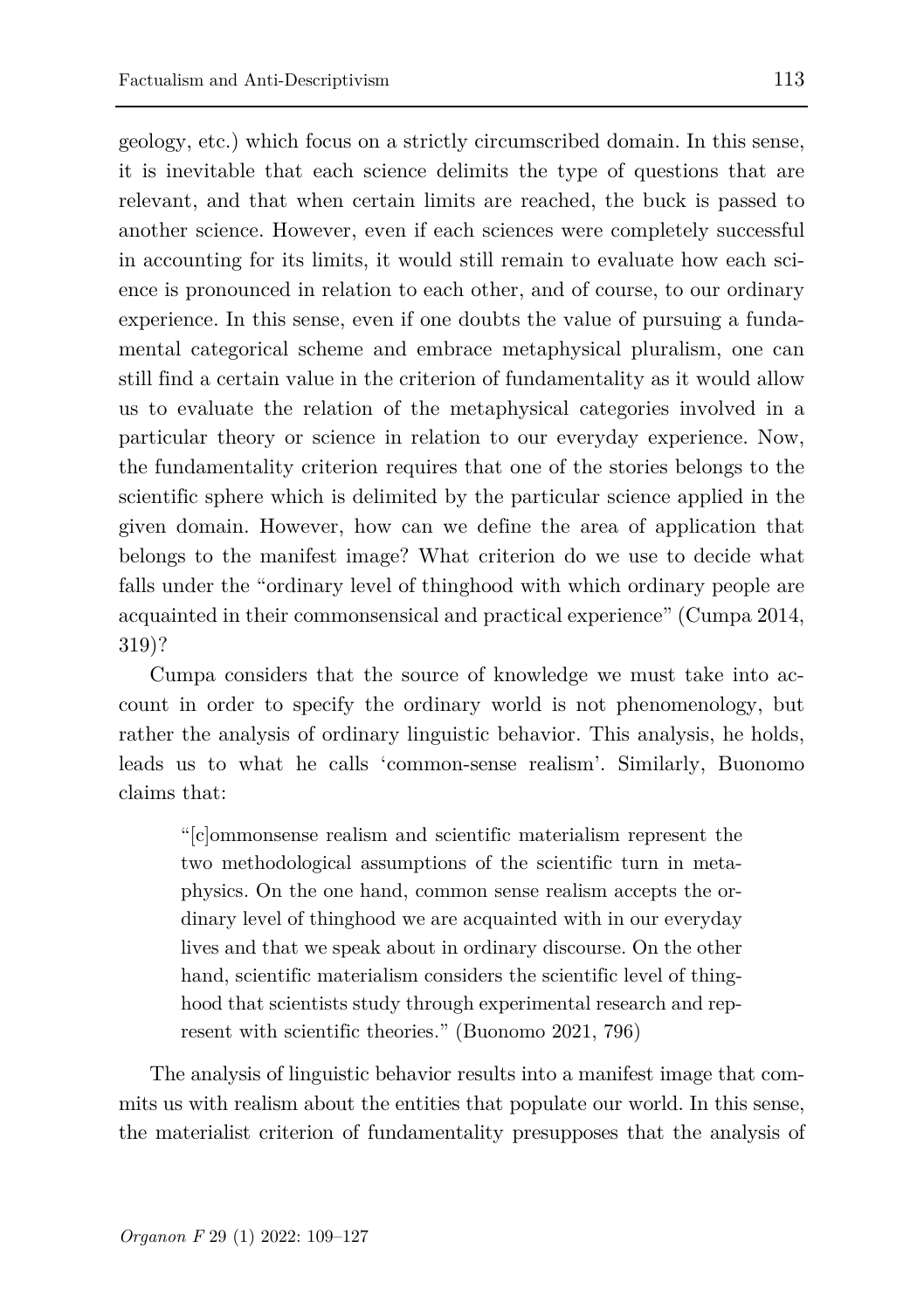geology, etc.) which focus on a strictly circumscribed domain. In this sense, it is inevitable that each science delimits the type of questions that are relevant, and that when certain limits are reached, the buck is passed to another science. However, even if each sciences were completely successful in accounting for its limits, it would still remain to evaluate how each science is pronounced in relation to each other, and of course, to our ordinary experience. In this sense, even if one doubts the value of pursuing a fundamental categorical scheme and embrace metaphysical pluralism, one can still find a certain value in the criterion of fundamentality as it would allow us to evaluate the relation of the metaphysical categories involved in a particular theory or science in relation to our everyday experience. Now, the fundamentality criterion requires that one of the stories belongs to the scientific sphere which is delimited by the particular science applied in the given domain. However, how can we define the area of application that belongs to the manifest image? What criterion do we use to decide what falls under the "ordinary level of thinghood with which ordinary people are acquainted in their commonsensical and practical experience" (Cumpa 2014, 319)?

Cumpa considers that the source of knowledge we must take into account in order to specify the ordinary world is not phenomenology, but rather the analysis of ordinary linguistic behavior. This analysis, he holds, leads us to what he calls 'common-sense realism'. Similarly, Buonomo claims that:

> "[c]ommonsense realism and scientific materialism represent the two methodological assumptions of the scientific turn in metaphysics. On the one hand, common sense realism accepts the ordinary level of thinghood we are acquainted with in our everyday lives and that we speak about in ordinary discourse. On the other hand, scientific materialism considers the scientific level of thinghood that scientists study through experimental research and represent with scientific theories." (Buonomo 2021, 796)

The analysis of linguistic behavior results into a manifest image that commits us with realism about the entities that populate our world. In this sense, the materialist criterion of fundamentality presupposes that the analysis of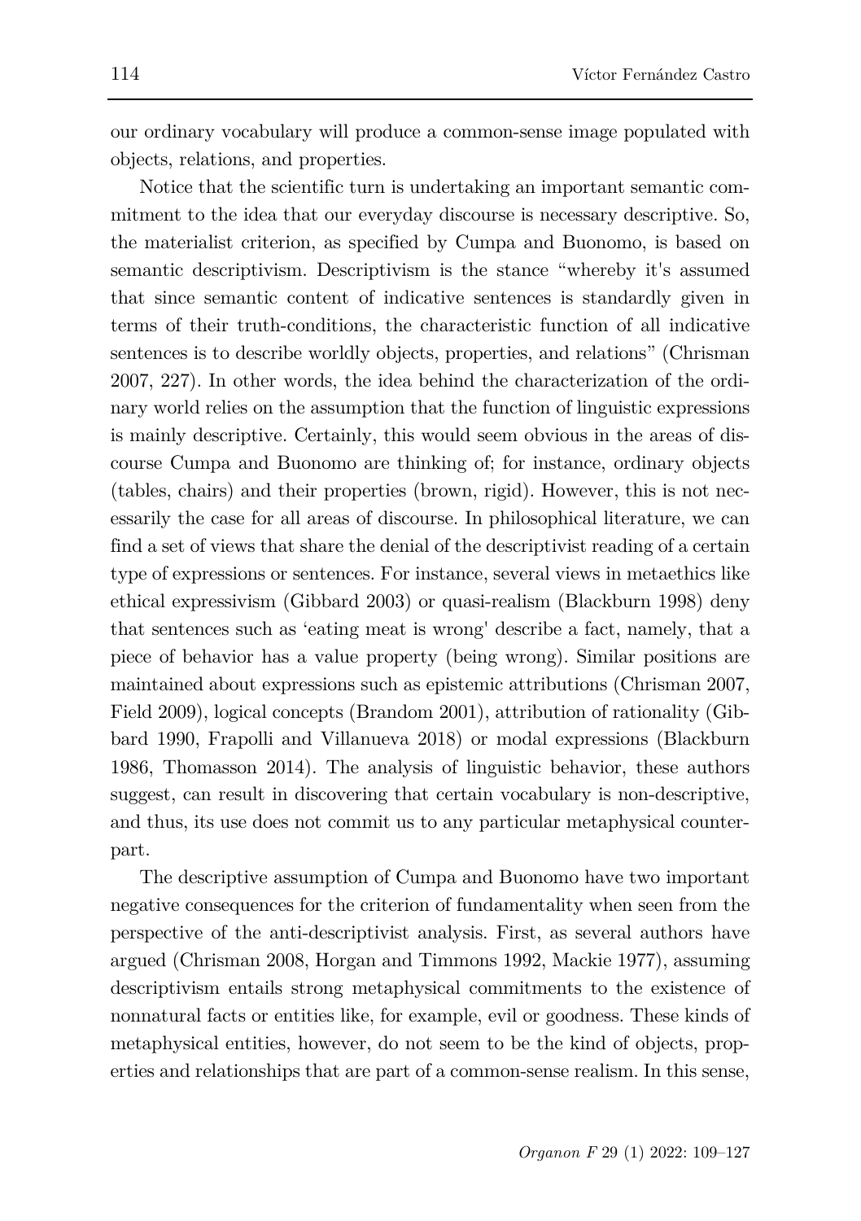our ordinary vocabulary will produce a common-sense image populated with objects, relations, and properties.

Notice that the scientific turn is undertaking an important semantic commitment to the idea that our everyday discourse is necessary descriptive. So, the materialist criterion, as specified by Cumpa and Buonomo, is based on semantic descriptivism. Descriptivism is the stance "whereby it's assumed that since semantic content of indicative sentences is standardly given in terms of their truth-conditions, the characteristic function of all indicative sentences is to describe worldly objects, properties, and relations" (Chrisman 2007, 227). In other words, the idea behind the characterization of the ordinary world relies on the assumption that the function of linguistic expressions is mainly descriptive. Certainly, this would seem obvious in the areas of discourse Cumpa and Buonomo are thinking of; for instance, ordinary objects (tables, chairs) and their properties (brown, rigid). However, this is not necessarily the case for all areas of discourse. In philosophical literature, we can find a set of views that share the denial of the descriptivist reading of a certain type of expressions or sentences. For instance, several views in metaethics like ethical expressivism (Gibbard 2003) or quasi-realism (Blackburn 1998) deny that sentences such as 'eating meat is wrong' describe a fact, namely, that a piece of behavior has a value property (being wrong). Similar positions are maintained about expressions such as epistemic attributions (Chrisman 2007, Field 2009), logical concepts (Brandom 2001), attribution of rationality (Gibbard 1990, Frapolli and Villanueva 2018) or modal expressions (Blackburn 1986, Thomasson 2014). The analysis of linguistic behavior, these authors suggest, can result in discovering that certain vocabulary is non-descriptive, and thus, its use does not commit us to any particular metaphysical counterpart.

The descriptive assumption of Cumpa and Buonomo have two important negative consequences for the criterion of fundamentality when seen from the perspective of the anti-descriptivist analysis. First, as several authors have argued (Chrisman 2008, Horgan and Timmons 1992, Mackie 1977), assuming descriptivism entails strong metaphysical commitments to the existence of nonnatural facts or entities like, for example, evil or goodness. These kinds of metaphysical entities, however, do not seem to be the kind of objects, properties and relationships that are part of a common-sense realism. In this sense,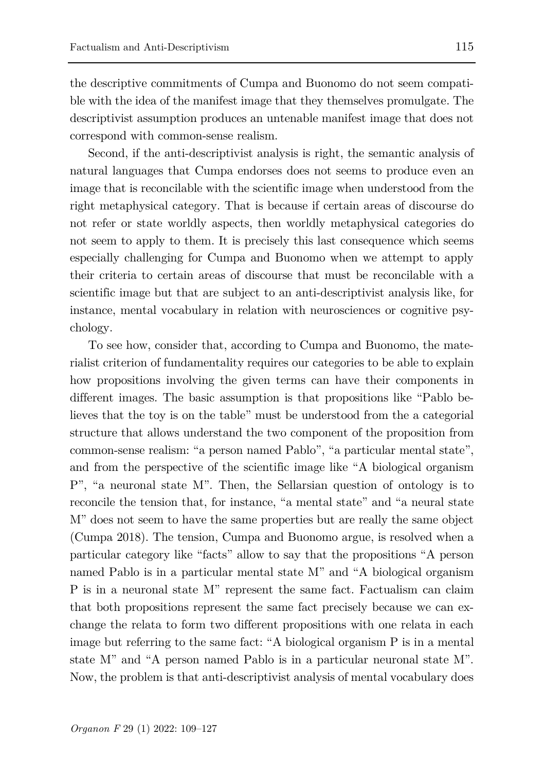the descriptive commitments of Cumpa and Buonomo do not seem compatible with the idea of the manifest image that they themselves promulgate. The descriptivist assumption produces an untenable manifest image that does not correspond with common-sense realism.

Second, if the anti-descriptivist analysis is right, the semantic analysis of natural languages that Cumpa endorses does not seems to produce even an image that is reconcilable with the scientific image when understood from the right metaphysical category. That is because if certain areas of discourse do not refer or state worldly aspects, then worldly metaphysical categories do not seem to apply to them. It is precisely this last consequence which seems especially challenging for Cumpa and Buonomo when we attempt to apply their criteria to certain areas of discourse that must be reconcilable with a scientific image but that are subject to an anti-descriptivist analysis like, for instance, mental vocabulary in relation with neurosciences or cognitive psychology.

To see how, consider that, according to Cumpa and Buonomo, the materialist criterion of fundamentality requires our categories to be able to explain how propositions involving the given terms can have their components in different images. The basic assumption is that propositions like "Pablo believes that the toy is on the table" must be understood from the a categorial structure that allows understand the two component of the proposition from common-sense realism: "a person named Pablo", "a particular mental state", and from the perspective of the scientific image like "A biological organism P", "a neuronal state M". Then, the Sellarsian question of ontology is to reconcile the tension that, for instance, "a mental state" and "a neural state M" does not seem to have the same properties but are really the same object (Cumpa 2018). The tension, Cumpa and Buonomo argue, is resolved when a particular category like "facts" allow to say that the propositions "A person named Pablo is in a particular mental state M" and "A biological organism P is in a neuronal state M" represent the same fact. Factualism can claim that both propositions represent the same fact precisely because we can exchange the relata to form two different propositions with one relata in each image but referring to the same fact: "A biological organism P is in a mental state M" and "A person named Pablo is in a particular neuronal state M". Now, the problem is that anti-descriptivist analysis of mental vocabulary does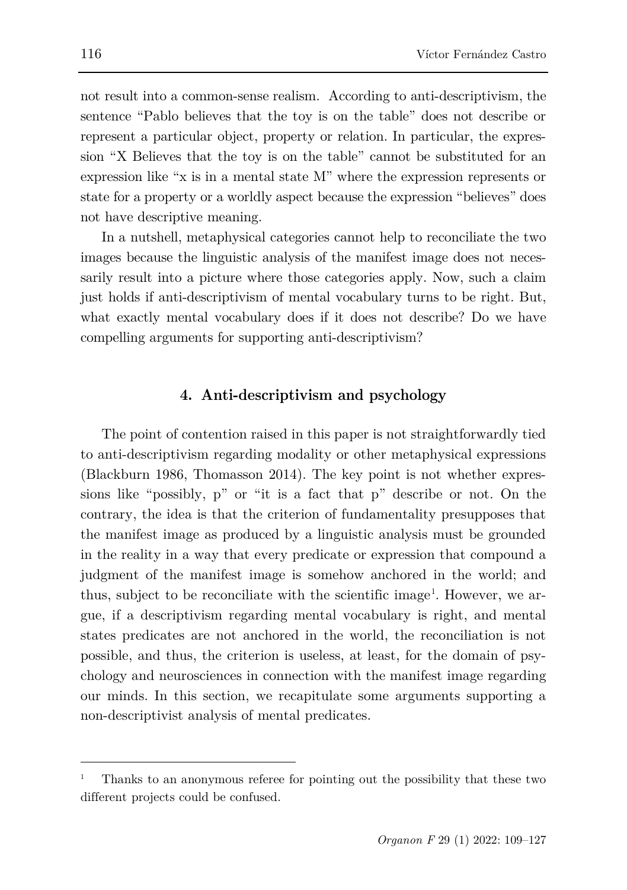not result into a common-sense realism. According to anti-descriptivism, the sentence "Pablo believes that the toy is on the table" does not describe or represent a particular object, property or relation. In particular, the expression "X Believes that the toy is on the table" cannot be substituted for an expression like "x is in a mental state M" where the expression represents or state for a property or a worldly aspect because the expression "believes" does not have descriptive meaning.

In a nutshell, metaphysical categories cannot help to reconciliate the two images because the linguistic analysis of the manifest image does not necessarily result into a picture where those categories apply. Now, such a claim just holds if anti-descriptivism of mental vocabulary turns to be right. But, what exactly mental vocabulary does if it does not describe? Do we have compelling arguments for supporting anti-descriptivism?

## 4. Anti-descriptivism and psychology

The point of contention raised in this paper is not straightforwardly tied to anti-descriptivism regarding modality or other metaphysical expressions (Blackburn 1986, Thomasson 2014). The key point is not whether expressions like "possibly, p" or "it is a fact that p" describe or not. On the contrary, the idea is that the criterion of fundamentality presupposes that the manifest image as produced by a linguistic analysis must be grounded in the reality in a way that every predicate or expression that compound a judgment of the manifest image is somehow anchored in the world; and thus, subject to be reconciliate with the scientific image[1]. However, we argue, if a descriptivism regarding mental vocabulary is right, and mental states predicates are not anchored in the world, the reconciliation is not possible, and thus, the criterion is useless, at least, for the domain of psychology and neurosciences in connection with the manifest image regarding our minds. In this section, we recapitulate some arguments supporting a non-descriptivist analysis of mental predicates.

---

[1] Thanks to an anonymous referee for pointing out the possibility that these two different projects could be confused.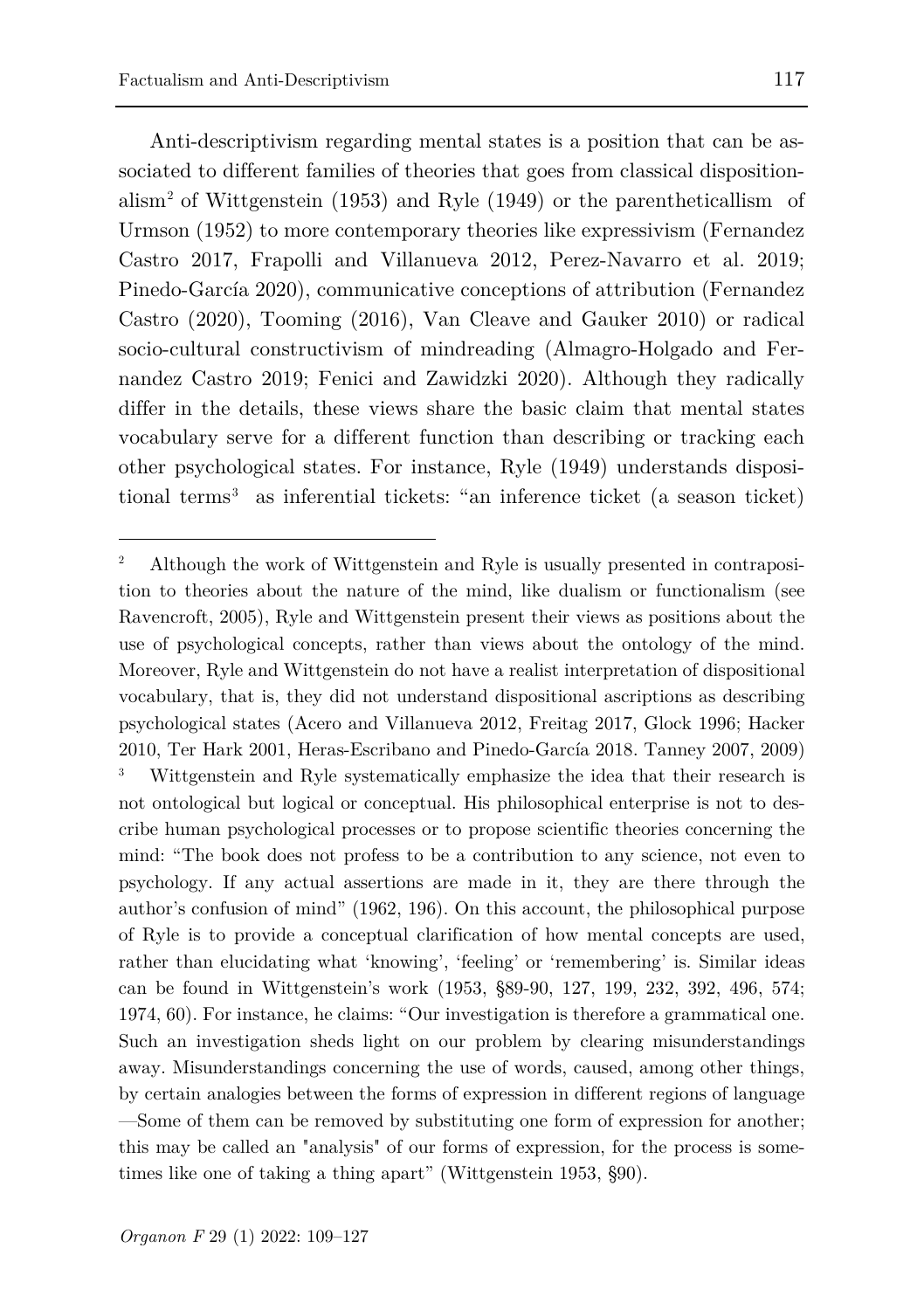Anti-descriptivism regarding mental states is a position that can be associated to different families of theories that goes from classical dispositionalism[2] of Wittgenstein (1953) and Ryle (1949) or the parentheticallism of Urmson (1952) to more contemporary theories like expressivism (Fernandez Castro 2017, Frapolli and Villanueva 2012, Perez-Navarro et al. 2019; Pinedo-García 2020), communicative conceptions of attribution (Fernandez Castro (2020), Tooming (2016), Van Cleave and Gauker 2010) or radical socio-cultural constructivism of mindreading (Almagro-Holgado and Fernandez Castro 2019; Fenici and Zawidzki 2020). Although they radically differ in the details, these views share the basic claim that mental states vocabulary serve for a different function than describing or tracking each other psychological states. For instance, Ryle (1949) understands dispositional terms[3] as inferential tickets: "an inference ticket (a season ticket)

---

[2] Although the work of Wittgenstein and Ryle is usually presented in contraposition to theories about the nature of the mind, like dualism or functionalism (see Ravencroft, 2005), Ryle and Wittgenstein present their views as positions about the use of psychological concepts, rather than views about the ontology of the mind. Moreover, Ryle and Wittgenstein do not have a realist interpretation of dispositional vocabulary, that is, they did not understand dispositional ascriptions as describing psychological states (Acero and Villanueva 2012, Freitag 2017, Glock 1996; Hacker 2010, Ter Hark 2001, Heras-Escribano and Pinedo-García 2018. Tanney 2007, 2009)

[3] Wittgenstein and Ryle systematically emphasize the idea that their research is not ontological but logical or conceptual. His philosophical enterprise is not to describe human psychological processes or to propose scientific theories concerning the mind: "The book does not profess to be a contribution to any science, not even to psychology. If any actual assertions are made in it, they are there through the author's confusion of mind" (1962, 196). On this account, the philosophical purpose of Ryle is to provide a conceptual clarification of how mental concepts are used, rather than elucidating what 'knowing', 'feeling' or 'remembering' is. Similar ideas can be found in Wittgenstein's work (1953, §89-90, 127, 199, 232, 392, 496, 574; 1974, 60). For instance, he claims: "Our investigation is therefore a grammatical one. Such an investigation sheds light on our problem by clearing misunderstandings away. Misunderstandings concerning the use of words, caused, among other things, by certain analogies between the forms of expression in different regions of language —Some of them can be removed by substituting one form of expression for another; this may be called an "analysis" of our forms of expression, for the process is sometimes like one of taking a thing apart" (Wittgenstein 1953, §90).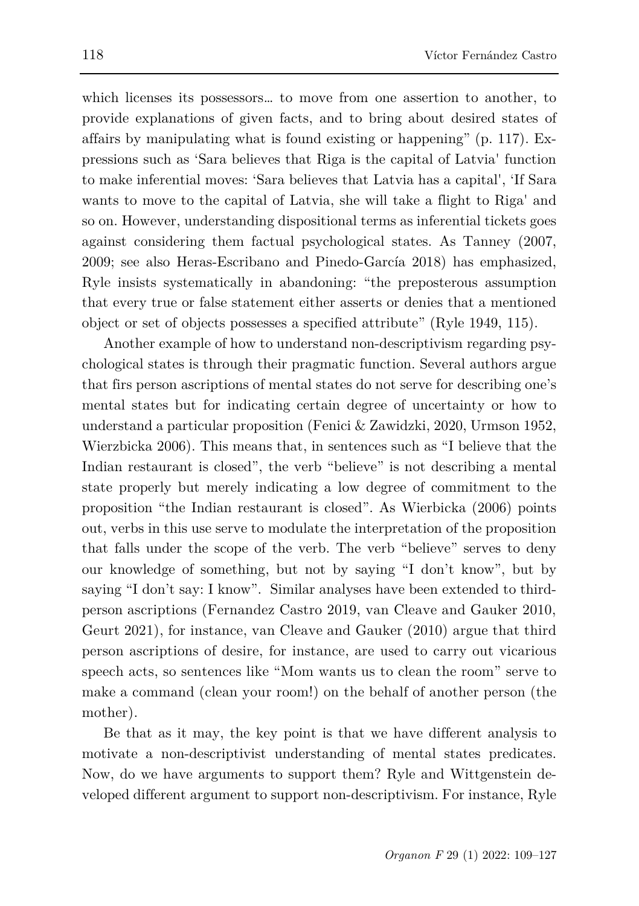which licenses its possessors… to move from one assertion to another, to provide explanations of given facts, and to bring about desired states of affairs by manipulating what is found existing or happening" (p. 117). Expressions such as 'Sara believes that Riga is the capital of Latvia' function to make inferential moves: 'Sara believes that Latvia has a capital', 'If Sara wants to move to the capital of Latvia, she will take a flight to Riga' and so on. However, understanding dispositional terms as inferential tickets goes against considering them factual psychological states. As Tanney (2007, 2009; see also Heras-Escribano and Pinedo-García 2018) has emphasized, Ryle insists systematically in abandoning: "the preposterous assumption that every true or false statement either asserts or denies that a mentioned object or set of objects possesses a specified attribute" (Ryle 1949, 115).

Another example of how to understand non-descriptivism regarding psychological states is through their pragmatic function. Several authors argue that firs person ascriptions of mental states do not serve for describing one's mental states but for indicating certain degree of uncertainty or how to understand a particular proposition (Fenici & Zawidzki, 2020, Urmson 1952, Wierzbicka 2006). This means that, in sentences such as "I believe that the Indian restaurant is closed", the verb "believe" is not describing a mental state properly but merely indicating a low degree of commitment to the proposition "the Indian restaurant is closed". As Wierbicka (2006) points out, verbs in this use serve to modulate the interpretation of the proposition that falls under the scope of the verb. The verb "believe" serves to deny our knowledge of something, but not by saying "I don't know", but by saying "I don't say: I know". Similar analyses have been extended to third-person ascriptions (Fernandez Castro 2019, van Cleave and Gauker 2010, Geurt 2021), for instance, van Cleave and Gauker (2010) argue that third person ascriptions of desire, for instance, are used to carry out vicarious speech acts, so sentences like "Mom wants us to clean the room" serve to make a command (clean your room!) on the behalf of another person (the mother).

Be that as it may, the key point is that we have different analysis to motivate a non-descriptivist understanding of mental states predicates. Now, do we have arguments to support them? Ryle and Wittgenstein developed different argument to support non-descriptivism. For instance, Ryle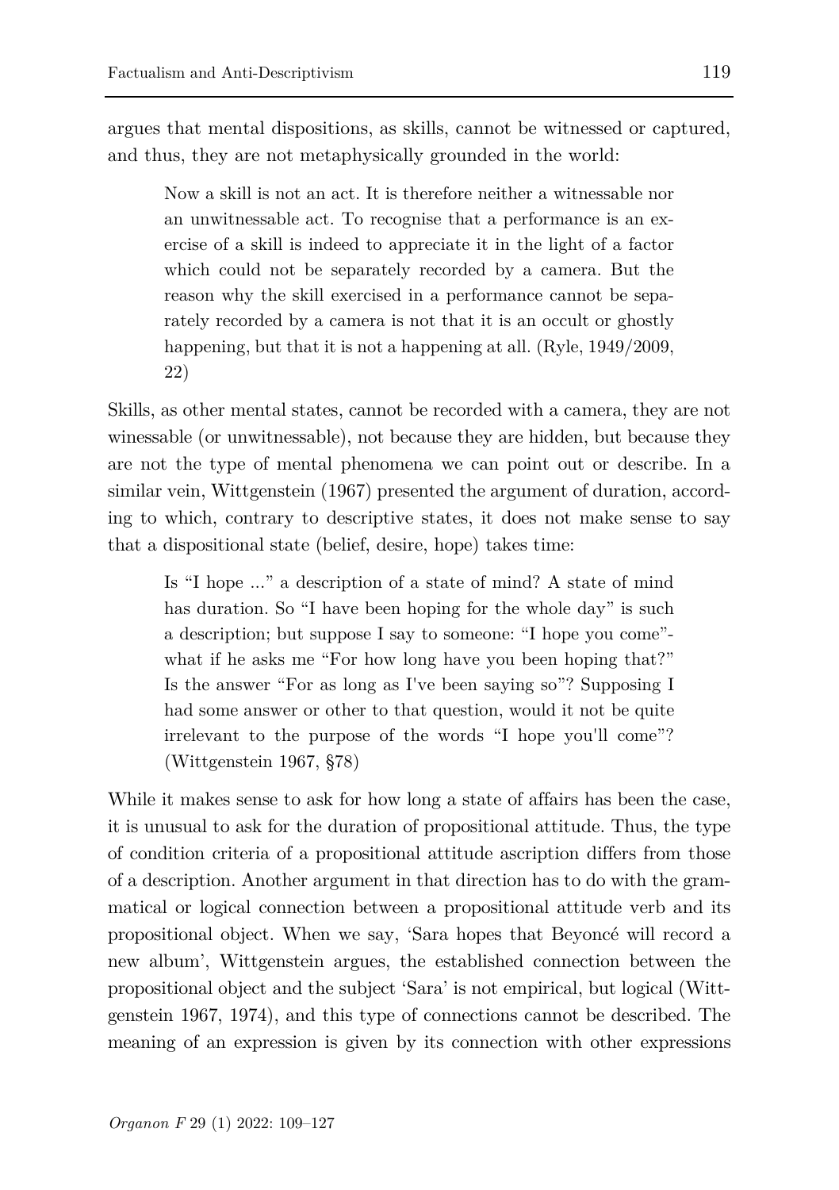argues that mental dispositions, as skills, cannot be witnessed or captured, and thus, they are not metaphysically grounded in the world:

> Now a skill is not an act. It is therefore neither a witnessable nor an unwitnessable act. To recognise that a performance is an exercise of a skill is indeed to appreciate it in the light of a factor which could not be separately recorded by a camera. But the reason why the skill exercised in a performance cannot be separately recorded by a camera is not that it is an occult or ghostly happening, but that it is not a happening at all. (Ryle, 1949/2009, 22)

Skills, as other mental states, cannot be recorded with a camera, they are not winessable (or unwitnessable), not because they are hidden, but because they are not the type of mental phenomena we can point out or describe. In a similar vein, Wittgenstein (1967) presented the argument of duration, according to which, contrary to descriptive states, it does not make sense to say that a dispositional state (belief, desire, hope) takes time:

> Is "I hope ..." a description of a state of mind? A state of mind has duration. So "I have been hoping for the whole day" is such a description; but suppose I say to someone: "I hope you come"- what if he asks me "For how long have you been hoping that?" Is the answer "For as long as I've been saying so"? Supposing I had some answer or other to that question, would it not be quite irrelevant to the purpose of the words "I hope you'll come"? (Wittgenstein 1967, §78)

While it makes sense to ask for how long a state of affairs has been the case, it is unusual to ask for the duration of propositional attitude. Thus, the type of condition criteria of a propositional attitude ascription differs from those of a description. Another argument in that direction has to do with the grammatical or logical connection between a propositional attitude verb and its propositional object. When we say, 'Sara hopes that Beyoncé will record a new album', Wittgenstein argues, the established connection between the propositional object and the subject 'Sara' is not empirical, but logical (Wittgenstein 1967, 1974), and this type of connections cannot be described. The meaning of an expression is given by its connection with other expressions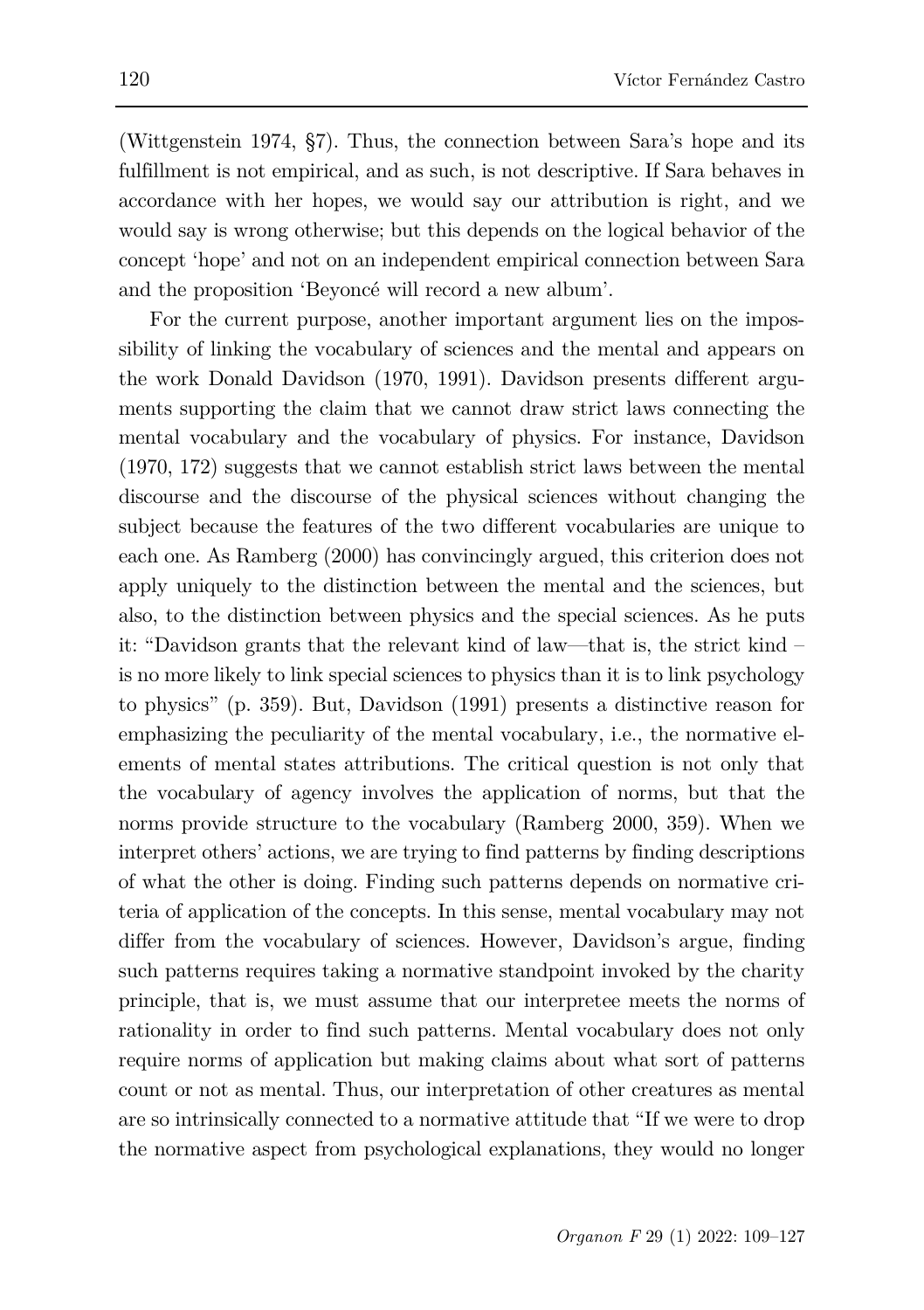(Wittgenstein 1974, §7). Thus, the connection between Sara's hope and its fulfillment is not empirical, and as such, is not descriptive. If Sara behaves in accordance with her hopes, we would say our attribution is right, and we would say is wrong otherwise; but this depends on the logical behavior of the concept 'hope' and not on an independent empirical connection between Sara and the proposition 'Beyoncé will record a new album'.

For the current purpose, another important argument lies on the impossibility of linking the vocabulary of sciences and the mental and appears on the work Donald Davidson (1970, 1991). Davidson presents different arguments supporting the claim that we cannot draw strict laws connecting the mental vocabulary and the vocabulary of physics. For instance, Davidson (1970, 172) suggests that we cannot establish strict laws between the mental discourse and the discourse of the physical sciences without changing the subject because the features of the two different vocabularies are unique to each one. As Ramberg (2000) has convincingly argued, this criterion does not apply uniquely to the distinction between the mental and the sciences, but also, to the distinction between physics and the special sciences. As he puts it: "Davidson grants that the relevant kind of law—that is, the strict kind – is no more likely to link special sciences to physics than it is to link psychology to physics" (p. 359). But, Davidson (1991) presents a distinctive reason for emphasizing the peculiarity of the mental vocabulary, i.e., the normative elements of mental states attributions. The critical question is not only that the vocabulary of agency involves the application of norms, but that the norms provide structure to the vocabulary (Ramberg 2000, 359). When we interpret others' actions, we are trying to find patterns by finding descriptions of what the other is doing. Finding such patterns depends on normative criteria of application of the concepts. In this sense, mental vocabulary may not differ from the vocabulary of sciences. However, Davidson's argue, finding such patterns requires taking a normative standpoint invoked by the charity principle, that is, we must assume that our interpretee meets the norms of rationality in order to find such patterns. Mental vocabulary does not only require norms of application but making claims about what sort of patterns count or not as mental. Thus, our interpretation of other creatures as mental are so intrinsically connected to a normative attitude that "If we were to drop the normative aspect from psychological explanations, they would no longer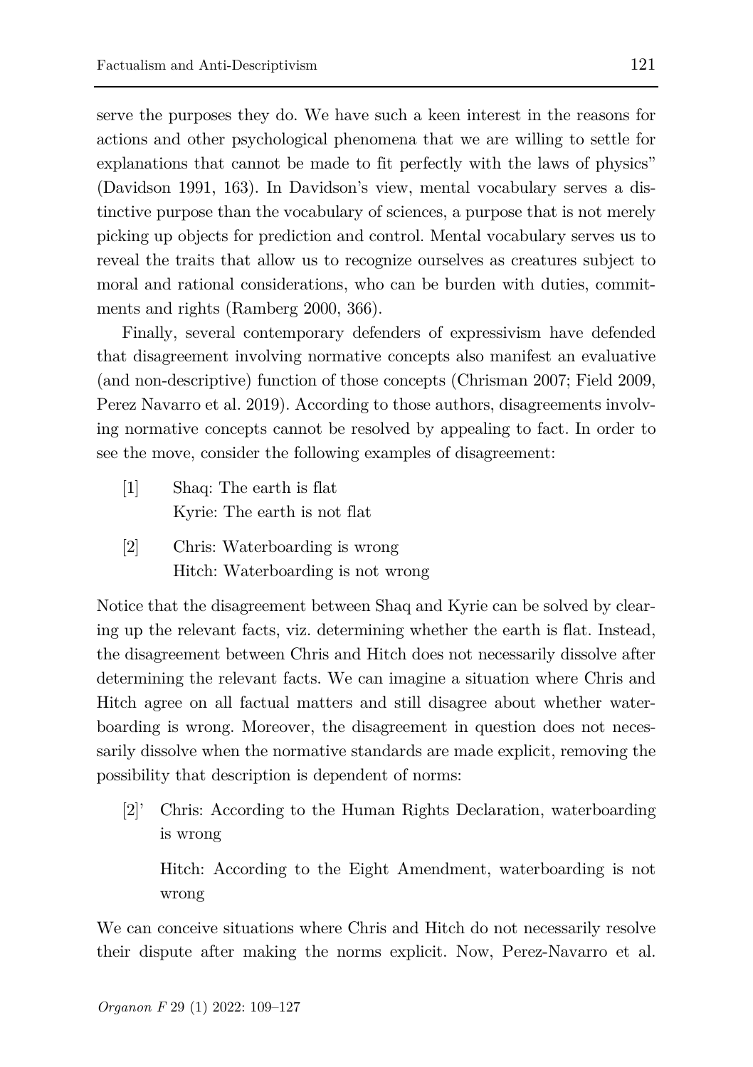serve the purposes they do. We have such a keen interest in the reasons for actions and other psychological phenomena that we are willing to settle for explanations that cannot be made to fit perfectly with the laws of physics" (Davidson 1991, 163). In Davidson's view, mental vocabulary serves a distinctive purpose than the vocabulary of sciences, a purpose that is not merely picking up objects for prediction and control. Mental vocabulary serves us to reveal the traits that allow us to recognize ourselves as creatures subject to moral and rational considerations, who can be burden with duties, commitments and rights (Ramberg 2000, 366).

Finally, several contemporary defenders of expressivism have defended that disagreement involving normative concepts also manifest an evaluative (and non-descriptive) function of those concepts (Chrisman 2007; Field 2009, Perez Navarro et al. 2019). According to those authors, disagreements involving normative concepts cannot be resolved by appealing to fact. In order to see the move, consider the following examples of disagreement:

[1] Shaq: The earth is flat
Kyrie: The earth is not flat

[2] Chris: Waterboarding is wrong
Hitch: Waterboarding is not wrong

Notice that the disagreement between Shaq and Kyrie can be solved by clearing up the relevant facts, viz. determining whether the earth is flat. Instead, the disagreement between Chris and Hitch does not necessarily dissolve after determining the relevant facts. We can imagine a situation where Chris and Hitch agree on all factual matters and still disagree about whether waterboarding is wrong. Moreover, the disagreement in question does not necessarily dissolve when the normative standards are made explicit, removing the possibility that description is dependent of norms:

[2]' Chris: According to the Human Rights Declaration, waterboarding is wrong

Hitch: According to the Eight Amendment, waterboarding is not wrong

We can conceive situations where Chris and Hitch do not necessarily resolve their dispute after making the norms explicit. Now, Perez-Navarro et al.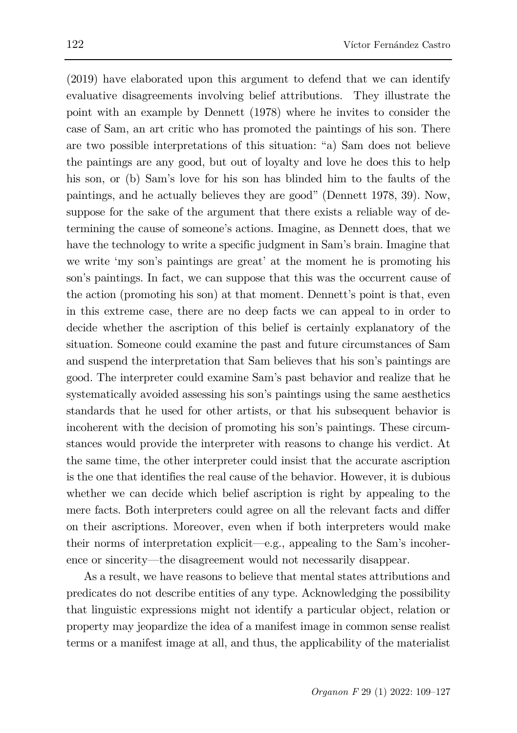(2019) have elaborated upon this argument to defend that we can identify evaluative disagreements involving belief attributions. They illustrate the point with an example by Dennett (1978) where he invites to consider the case of Sam, an art critic who has promoted the paintings of his son. There are two possible interpretations of this situation: "a) Sam does not believe the paintings are any good, but out of loyalty and love he does this to help his son, or (b) Sam's love for his son has blinded him to the faults of the paintings, and he actually believes they are good" (Dennett 1978, 39). Now, suppose for the sake of the argument that there exists a reliable way of determining the cause of someone's actions. Imagine, as Dennett does, that we have the technology to write a specific judgment in Sam's brain. Imagine that we write 'my son's paintings are great' at the moment he is promoting his son's paintings. In fact, we can suppose that this was the occurrent cause of the action (promoting his son) at that moment. Dennett's point is that, even in this extreme case, there are no deep facts we can appeal to in order to decide whether the ascription of this belief is certainly explanatory of the situation. Someone could examine the past and future circumstances of Sam and suspend the interpretation that Sam believes that his son's paintings are good. The interpreter could examine Sam's past behavior and realize that he systematically avoided assessing his son's paintings using the same aesthetics standards that he used for other artists, or that his subsequent behavior is incoherent with the decision of promoting his son's paintings. These circumstances would provide the interpreter with reasons to change his verdict. At the same time, the other interpreter could insist that the accurate ascription is the one that identifies the real cause of the behavior. However, it is dubious whether we can decide which belief ascription is right by appealing to the mere facts. Both interpreters could agree on all the relevant facts and differ on their ascriptions. Moreover, even when if both interpreters would make their norms of interpretation explicit—e.g., appealing to the Sam's incoherence or sincerity—the disagreement would not necessarily disappear.

As a result, we have reasons to believe that mental states attributions and predicates do not describe entities of any type. Acknowledging the possibility that linguistic expressions might not identify a particular object, relation or property may jeopardize the idea of a manifest image in common sense realist terms or a manifest image at all, and thus, the applicability of the materialist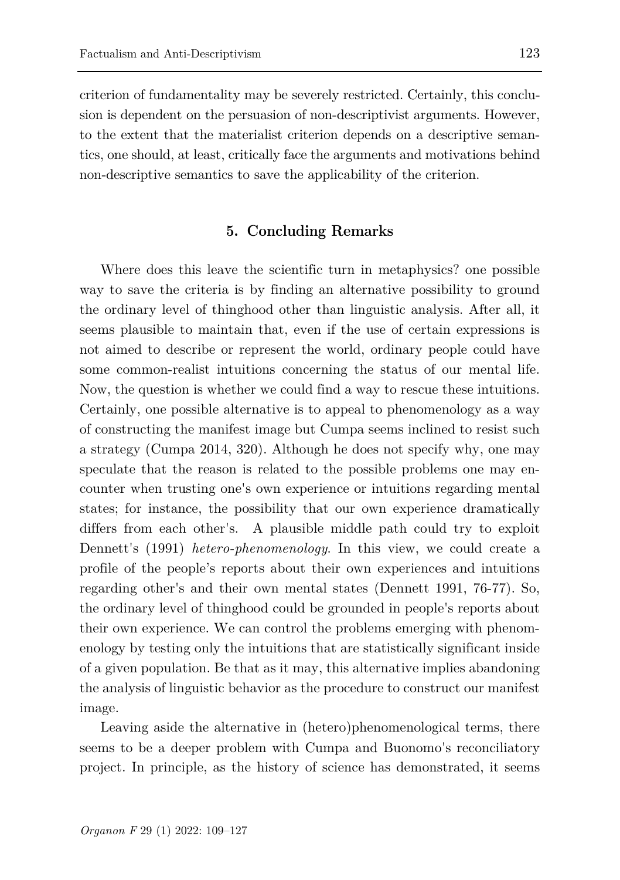criterion of fundamentality may be severely restricted. Certainly, this conclusion is dependent on the persuasion of non-descriptivist arguments. However, to the extent that the materialist criterion depends on a descriptive semantics, one should, at least, critically face the arguments and motivations behind non-descriptive semantics to save the applicability of the criterion.

## 5. Concluding Remarks

Where does this leave the scientific turn in metaphysics? one possible way to save the criteria is by finding an alternative possibility to ground the ordinary level of thinghood other than linguistic analysis. After all, it seems plausible to maintain that, even if the use of certain expressions is not aimed to describe or represent the world, ordinary people could have some common-realist intuitions concerning the status of our mental life. Now, the question is whether we could find a way to rescue these intuitions. Certainly, one possible alternative is to appeal to phenomenology as a way of constructing the manifest image but Cumpa seems inclined to resist such a strategy (Cumpa 2014, 320). Although he does not specify why, one may speculate that the reason is related to the possible problems one may encounter when trusting one's own experience or intuitions regarding mental states; for instance, the possibility that our own experience dramatically differs from each other's. A plausible middle path could try to exploit Dennett's (1991) *hetero-phenomenology*. In this view, we could create a profile of the people's reports about their own experiences and intuitions regarding other's and their own mental states (Dennett 1991, 76-77). So, the ordinary level of thinghood could be grounded in people's reports about their own experience. We can control the problems emerging with phenomenology by testing only the intuitions that are statistically significant inside of a given population. Be that as it may, this alternative implies abandoning the analysis of linguistic behavior as the procedure to construct our manifest image.

Leaving aside the alternative in (hetero)phenomenological terms, there seems to be a deeper problem with Cumpa and Buonomo's reconciliatory project. In principle, as the history of science has demonstrated, it seems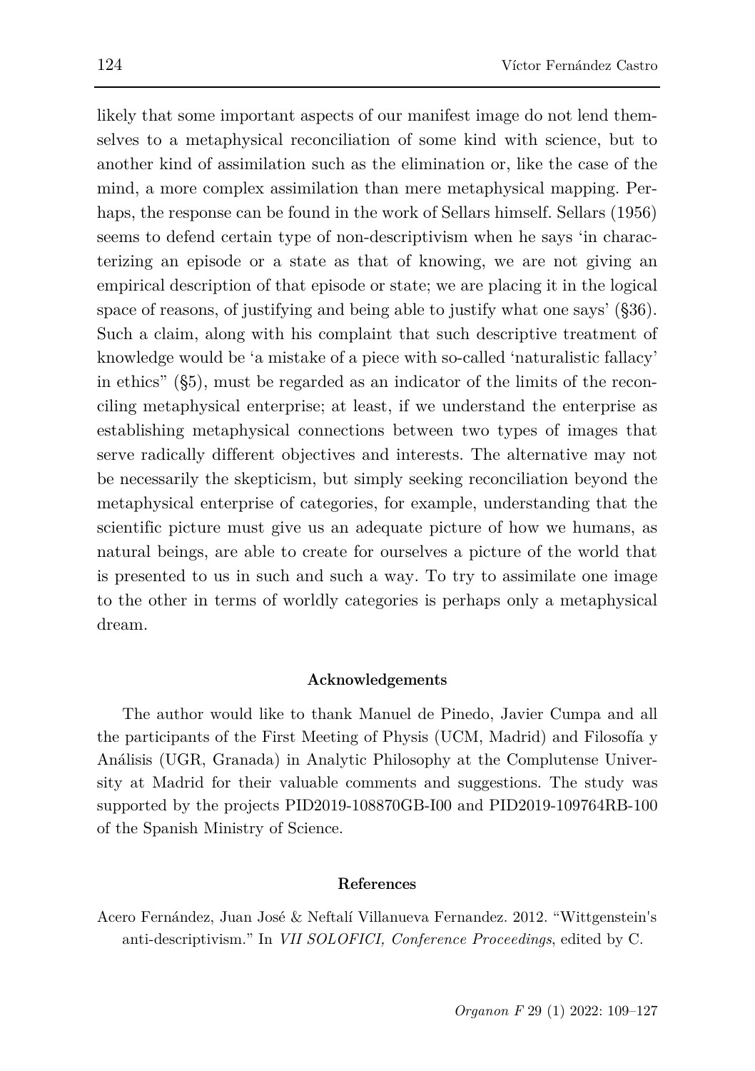likely that some important aspects of our manifest image do not lend themselves to a metaphysical reconciliation of some kind with science, but to another kind of assimilation such as the elimination or, like the case of the mind, a more complex assimilation than mere metaphysical mapping. Perhaps, the response can be found in the work of Sellars himself. Sellars (1956) seems to defend certain type of non-descriptivism when he says 'in characterizing an episode or a state as that of knowing, we are not giving an empirical description of that episode or state; we are placing it in the logical space of reasons, of justifying and being able to justify what one says' (§36). Such a claim, along with his complaint that such descriptive treatment of knowledge would be 'a mistake of a piece with so-called 'naturalistic fallacy' in ethics" (§5), must be regarded as an indicator of the limits of the reconciling metaphysical enterprise; at least, if we understand the enterprise as establishing metaphysical connections between two types of images that serve radically different objectives and interests. The alternative may not be necessarily the skepticism, but simply seeking reconciliation beyond the metaphysical enterprise of categories, for example, understanding that the scientific picture must give us an adequate picture of how we humans, as natural beings, are able to create for ourselves a picture of the world that is presented to us in such and such a way. To try to assimilate one image to the other in terms of worldly categories is perhaps only a metaphysical dream.

## Acknowledgements

The author would like to thank Manuel de Pinedo, Javier Cumpa and all the participants of the First Meeting of Physis (UCM, Madrid) and Filosofía y Análisis (UGR, Granada) in Analytic Philosophy at the Complutense University at Madrid for their valuable comments and suggestions. The study was supported by the projects PID2019-108870GB-I00 and PID2019-109764RB-100 of the Spanish Ministry of Science.

## References

Acero Fernández, Juan José & Neftalí Villanueva Fernandez. 2012. "Wittgenstein's anti-descriptivism." In *VII SOLOFICI, Conference Proceedings*, edited by C.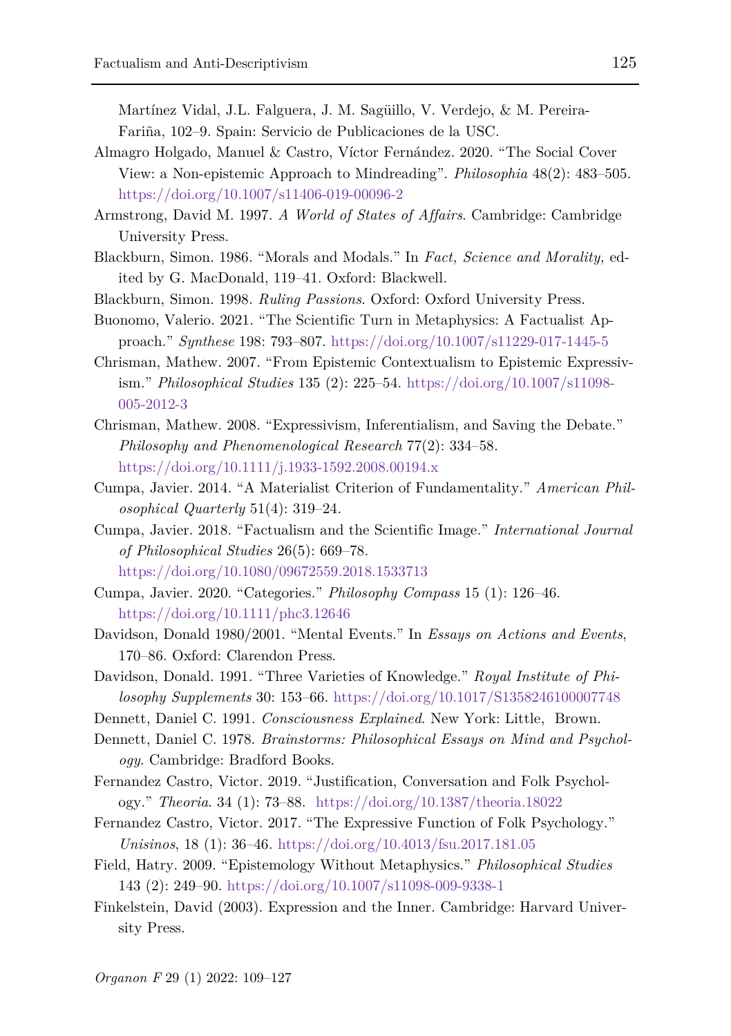Martínez Vidal, J.L. Falguera, J. M. Sagüillo, V. Verdejo, & M. Pereira-Fariña, 102–9. Spain: Servicio de Publicaciones de la USC.

Almagro Holgado, Manuel & Castro, Víctor Fernández. 2020. "The Social Cover View: a Non-epistemic Approach to Mindreading". *Philosophia* 48(2): 483–505. https://doi.org/10.1007/s11406-019-00096-2

Armstrong, David M. 1997. *A World of States of Affairs*. Cambridge: Cambridge University Press.

Blackburn, Simon. 1986. "Morals and Modals." In *Fact, Science and Morality,* edited by G. MacDonald, 119–41. Oxford: Blackwell.

Blackburn, Simon. 1998. *Ruling Passions*. Oxford: Oxford University Press.

Buonomo, Valerio. 2021. "The Scientific Turn in Metaphysics: A Factualist Approach." *Synthese* 198: 793–807. https://doi.org/10.1007/s11229-017-1445-5

Chrisman, Mathew. 2007. "From Epistemic Contextualism to Epistemic Expressivism." *Philosophical Studies* 135 (2): 225–54. https://doi.org/10.1007/s11098-005-2012-3

Chrisman, Mathew. 2008. "Expressivism, Inferentialism, and Saving the Debate." *Philosophy and Phenomenological Research* 77(2): 334–58. https://doi.org/10.1111/j.1933-1592.2008.00194.x

Cumpa, Javier. 2014. "A Materialist Criterion of Fundamentality." *American Philosophical Quarterly* 51(4): 319–24.

Cumpa, Javier. 2018. "Factualism and the Scientific Image." *International Journal of Philosophical Studies* 26(5): 669–78. https://doi.org/10.1080/09672559.2018.1533713

Cumpa, Javier. 2020. "Categories." *Philosophy Compass* 15 (1): 126–46. https://doi.org/10.1111/phc3.12646

Davidson, Donald 1980/2001. "Mental Events." In *Essays on Actions and Events*, 170–86. Oxford: Clarendon Press.

Davidson, Donald. 1991. "Three Varieties of Knowledge." *Royal Institute of Philosophy Supplements* 30: 153–66. https://doi.org/10.1017/S1358246100007748

Dennett, Daniel C. 1991. *Consciousness Explained*. New York: Little, Brown.

Dennett, Daniel C. 1978. *Brainstorms: Philosophical Essays on Mind and Psychology*. Cambridge: Bradford Books.

Fernandez Castro, Victor. 2019. "Justification, Conversation and Folk Psychology." *Theoria*. 34 (1): 73–88. https://doi.org/10.1387/theoria.18022

Fernandez Castro, Victor. 2017. "The Expressive Function of Folk Psychology." *Unisinos*, 18 (1): 36–46. https://doi.org/10.4013/fsu.2017.181.05

Field, Hatry. 2009. "Epistemology Without Metaphysics." *Philosophical Studies* 143 (2): 249–90. https://doi.org/10.1007/s11098-009-9338-1

Finkelstein, David (2003). Expression and the Inner. Cambridge: Harvard University Press.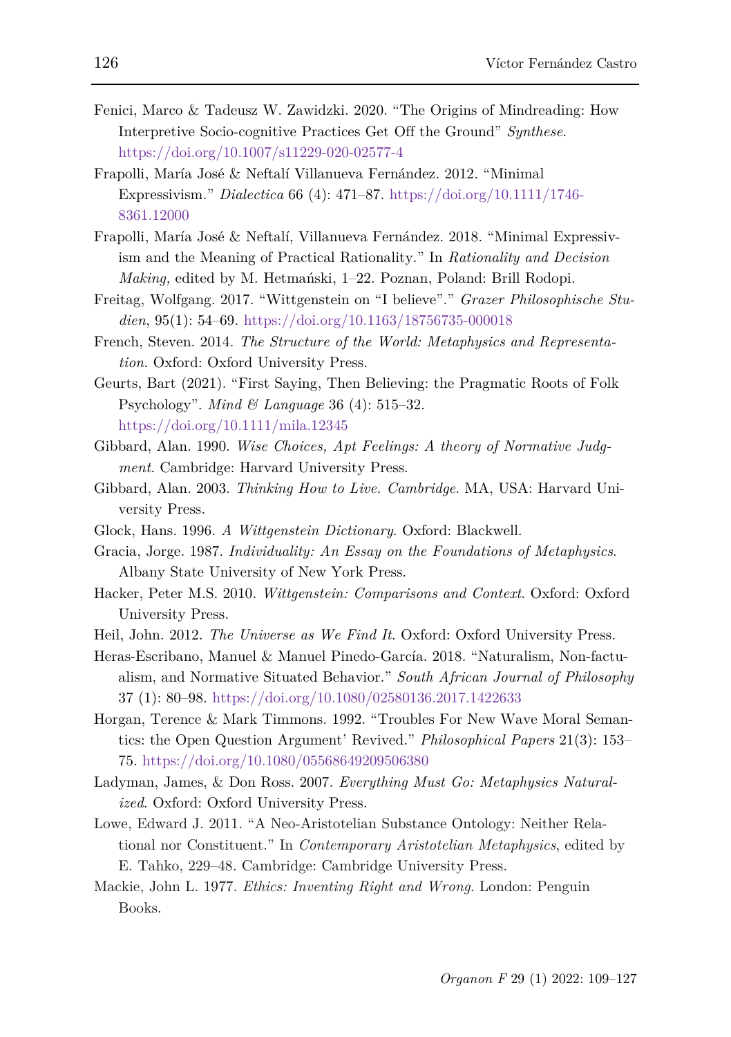Fenici, Marco & Tadeusz W. Zawidzki. 2020. "The Origins of Mindreading: How Interpretive Socio-cognitive Practices Get Off the Ground" *Synthese*. https://doi.org/10.1007/s11229-020-02577-4

Frapolli, María José & Neftalí Villanueva Fernández. 2012. "Minimal Expressivism." *Dialectica* 66 (4): 471–87. https://doi.org/10.1111/1746-8361.12000

Frapolli, María José & Neftalí, Villanueva Fernández. 2018. "Minimal Expressivism and the Meaning of Practical Rationality." In *Rationality and Decision Making,* edited by M. Hetmański, 1–22. Poznan, Poland: Brill Rodopi.

Freitag, Wolfgang. 2017. "Wittgenstein on "I believe"." *Grazer Philosophische Studien*, 95(1): 54–69. https://doi.org/10.1163/18756735-000018

French, Steven. 2014. *The Structure of the World: Metaphysics and Representation*. Oxford: Oxford University Press.

Geurts, Bart (2021). "First Saying, Then Believing: the Pragmatic Roots of Folk Psychology". *Mind & Language* 36 (4): 515–32. https://doi.org/10.1111/mila.12345

Gibbard, Alan. 1990. *Wise Choices, Apt Feelings: A theory of Normative Judgment*. Cambridge: Harvard University Press.

Gibbard, Alan. 2003. *Thinking How to Live. Cambridge*. MA, USA: Harvard University Press.

Glock, Hans. 1996. *A Wittgenstein Dictionary*. Oxford: Blackwell.

Gracia, Jorge. 1987. *Individuality: An Essay on the Foundations of Metaphysics*. Albany State University of New York Press.

Hacker, Peter M.S. 2010. *Wittgenstein: Comparisons and Context*. Oxford: Oxford University Press.

Heil, John. 2012. *The Universe as We Find It*. Oxford: Oxford University Press.

Heras-Escribano, Manuel & Manuel Pinedo-García. 2018. "Naturalism, Non-factualism, and Normative Situated Behavior." *South African Journal of Philosophy* 37 (1): 80–98. https://doi.org/10.1080/02580136.2017.1422633

Horgan, Terence & Mark Timmons. 1992. "Troubles For New Wave Moral Semantics: the Open Question Argument' Revived." *Philosophical Papers* 21(3): 153–75. https://doi.org/10.1080/05568649209506380

Ladyman, James, & Don Ross. 2007. *Everything Must Go: Metaphysics Naturalized*. Oxford: Oxford University Press.

Lowe, Edward J. 2011. "A Neo-Aristotelian Substance Ontology: Neither Relational nor Constituent." In *Contemporary Aristotelian Metaphysics*, edited by E. Tahko, 229–48. Cambridge: Cambridge University Press.

Mackie, John L. 1977. *Ethics: Inventing Right and Wrong*. London: Penguin Books.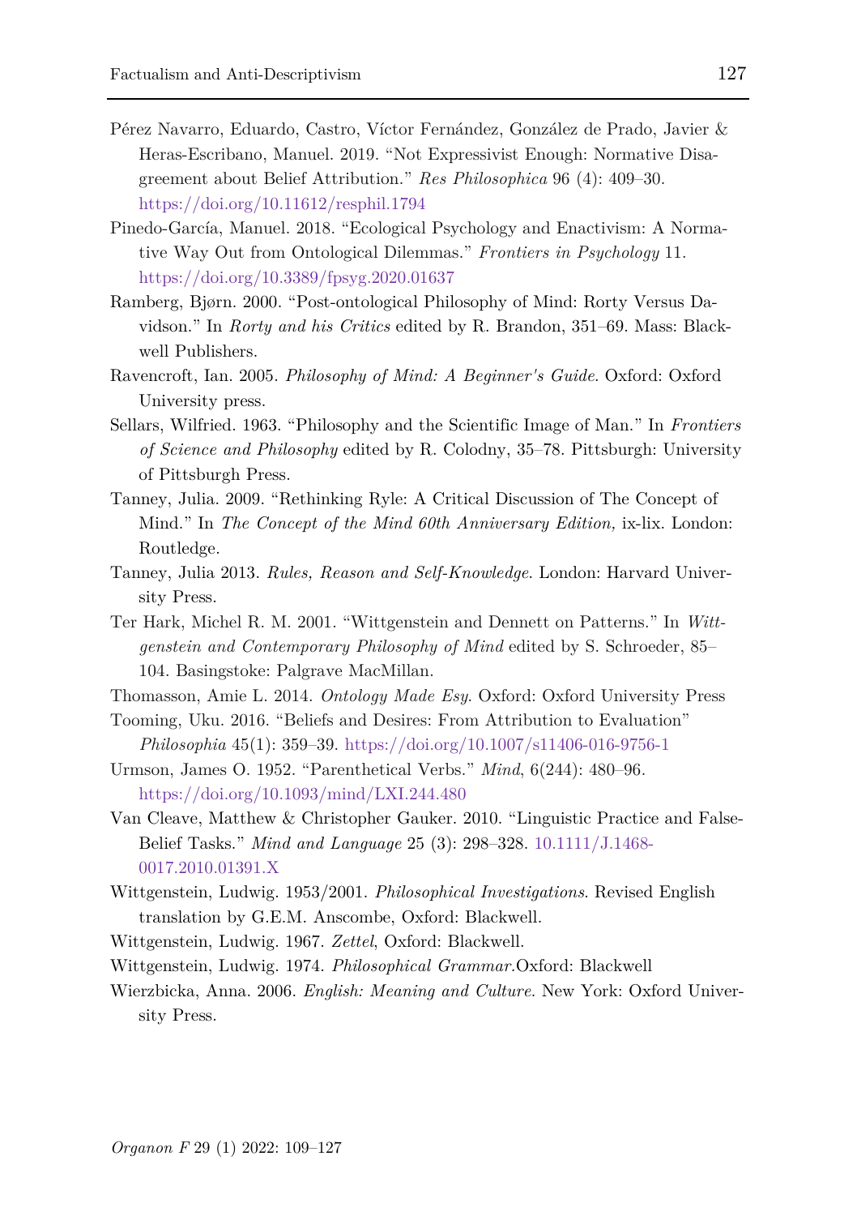Pérez Navarro, Eduardo, Castro, Víctor Fernández, González de Prado, Javier & Heras-Escribano, Manuel. 2019. "Not Expressivist Enough: Normative Disagreement about Belief Attribution." *Res Philosophica* 96 (4): 409–30. https://doi.org/10.11612/resphil.1794

Pinedo-García, Manuel. 2018. "Ecological Psychology and Enactivism: A Normative Way Out from Ontological Dilemmas." *Frontiers in Psychology* 11. https://doi.org/10.3389/fpsyg.2020.01637

Ramberg, Bjørn. 2000. "Post-ontological Philosophy of Mind: Rorty Versus Davidson." In *Rorty and his Critics* edited by R. Brandon, 351–69. Mass: Blackwell Publishers.

Ravencroft, Ian. 2005. *Philosophy of Mind: A Beginner's Guide*. Oxford: Oxford University press.

Sellars, Wilfried. 1963. "Philosophy and the Scientific Image of Man." In *Frontiers of Science and Philosophy* edited by R. Colodny, 35–78. Pittsburgh: University of Pittsburgh Press.

Tanney, Julia. 2009. "Rethinking Ryle: A Critical Discussion of The Concept of Mind." In *The Concept of the Mind 60th Anniversary Edition,* ix-lix. London: Routledge.

Tanney, Julia 2013. *Rules, Reason and Self-Knowledge*. London: Harvard University Press.

Ter Hark, Michel R. M. 2001. "Wittgenstein and Dennett on Patterns." In *Wittgenstein and Contemporary Philosophy of Mind* edited by S. Schroeder, 85–104. Basingstoke: Palgrave MacMillan.

Thomasson, Amie L. 2014. *Ontology Made Esy*. Oxford: Oxford University Press

Tooming, Uku. 2016. "Beliefs and Desires: From Attribution to Evaluation" *Philosophia* 45(1): 359–39. https://doi.org/10.1007/s11406-016-9756-1

Urmson, James O. 1952. "Parenthetical Verbs." *Mind*, 6(244): 480–96. https://doi.org/10.1093/mind/LXI.244.480

Van Cleave, Matthew & Christopher Gauker. 2010. "Linguistic Practice and False-Belief Tasks." *Mind and Language* 25 (3): 298–328. 10.1111/J.1468-0017.2010.01391.X

Wittgenstein, Ludwig. 1953/2001. *Philosophical Investigations*. Revised English translation by G.E.M. Anscombe, Oxford: Blackwell.

Wittgenstein, Ludwig. 1967. *Zettel*, Oxford: Blackwell.

Wittgenstein, Ludwig. 1974. *Philosophical Grammar*.Oxford: Blackwell

Wierzbicka, Anna. 2006. *English: Meaning and Culture*. New York: Oxford University Press.